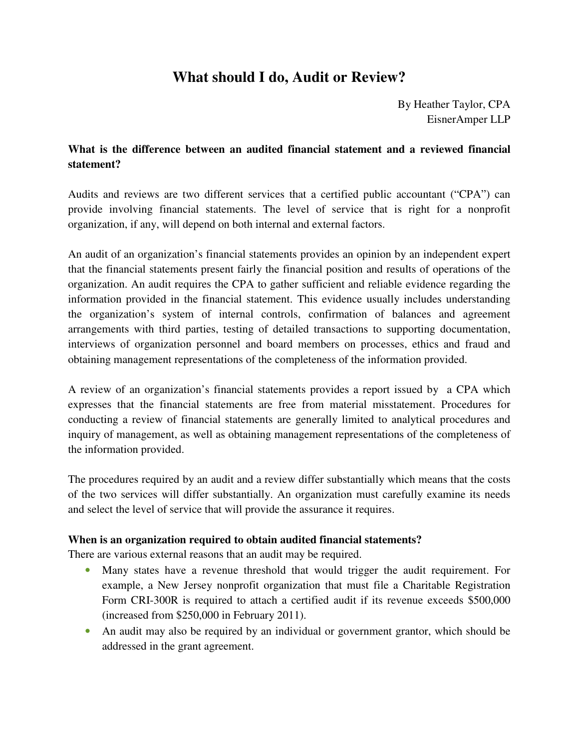# What should I do, Audit or Review?

By Heather Taylor, CPA
EisnerAmper LLP

**What is the difference between an audited financial statement and a reviewed financial statement?**

Audits and reviews are two different services that a certified public accountant ("CPA") can provide involving financial statements. The level of service that is right for a nonprofit organization, if any, will depend on both internal and external factors.

An audit of an organization's financial statements provides an opinion by an independent expert that the financial statements present fairly the financial position and results of operations of the organization. An audit requires the CPA to gather sufficient and reliable evidence regarding the information provided in the financial statement. This evidence usually includes understanding the organization's system of internal controls, confirmation of balances and agreement arrangements with third parties, testing of detailed transactions to supporting documentation, interviews of organization personnel and board members on processes, ethics and fraud and obtaining management representations of the completeness of the information provided.

A review of an organization's financial statements provides a report issued by a CPA which expresses that the financial statements are free from material misstatement. Procedures for conducting a review of financial statements are generally limited to analytical procedures and inquiry of management, as well as obtaining management representations of the completeness of the information provided.

The procedures required by an audit and a review differ substantially which means that the costs of the two services will differ substantially. An organization must carefully examine its needs and select the level of service that will provide the assurance it requires.

**When is an organization required to obtain audited financial statements?**

There are various external reasons that an audit may be required.

- Many states have a revenue threshold that would trigger the audit requirement. For example, a New Jersey nonprofit organization that must file a Charitable Registration Form CRI-300R is required to attach a certified audit if its revenue exceeds $500,000 (increased from $250,000 in February 2011).
- An audit may also be required by an individual or government grantor, which should be addressed in the grant agreement.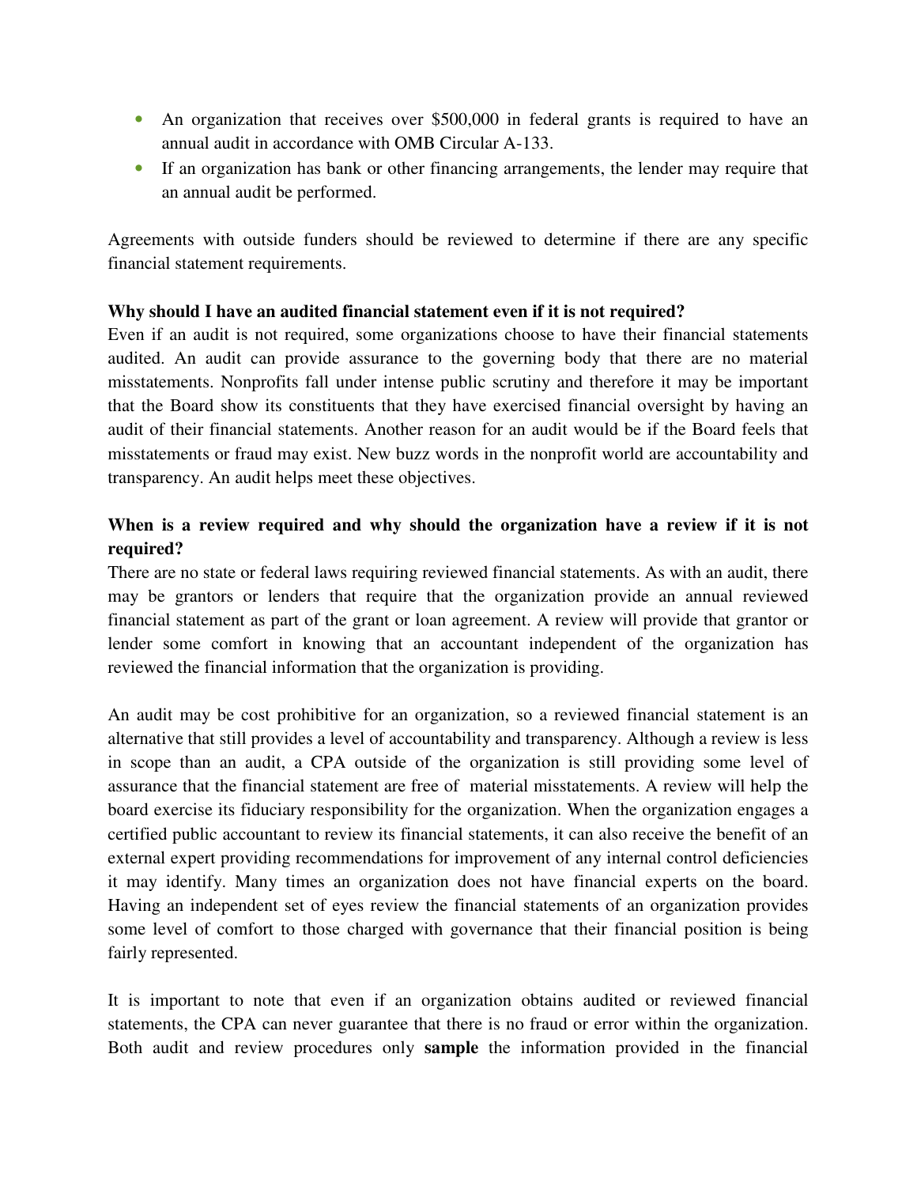- An organization that receives over $500,000 in federal grants is required to have an annual audit in accordance with OMB Circular A-133.
- If an organization has bank or other financing arrangements, the lender may require that an annual audit be performed.

Agreements with outside funders should be reviewed to determine if there are any specific financial statement requirements.

**Why should I have an audited financial statement even if it is not required?**
Even if an audit is not required, some organizations choose to have their financial statements audited. An audit can provide assurance to the governing body that there are no material misstatements. Nonprofits fall under intense public scrutiny and therefore it may be important that the Board show its constituents that they have exercised financial oversight by having an audit of their financial statements. Another reason for an audit would be if the Board feels that misstatements or fraud may exist. New buzz words in the nonprofit world are accountability and transparency. An audit helps meet these objectives.

**When is a review required and why should the organization have a review if it is not required?**
There are no state or federal laws requiring reviewed financial statements. As with an audit, there may be grantors or lenders that require that the organization provide an annual reviewed financial statement as part of the grant or loan agreement. A review will provide that grantor or lender some comfort in knowing that an accountant independent of the organization has reviewed the financial information that the organization is providing.

An audit may be cost prohibitive for an organization, so a reviewed financial statement is an alternative that still provides a level of accountability and transparency. Although a review is less in scope than an audit, a CPA outside of the organization is still providing some level of assurance that the financial statement are free of material misstatements. A review will help the board exercise its fiduciary responsibility for the organization. When the organization engages a certified public accountant to review its financial statements, it can also receive the benefit of an external expert providing recommendations for improvement of any internal control deficiencies it may identify. Many times an organization does not have financial experts on the board. Having an independent set of eyes review the financial statements of an organization provides some level of comfort to those charged with governance that their financial position is being fairly represented.

It is important to note that even if an organization obtains audited or reviewed financial statements, the CPA can never guarantee that there is no fraud or error within the organization. Both audit and review procedures only **sample** the information provided in the financial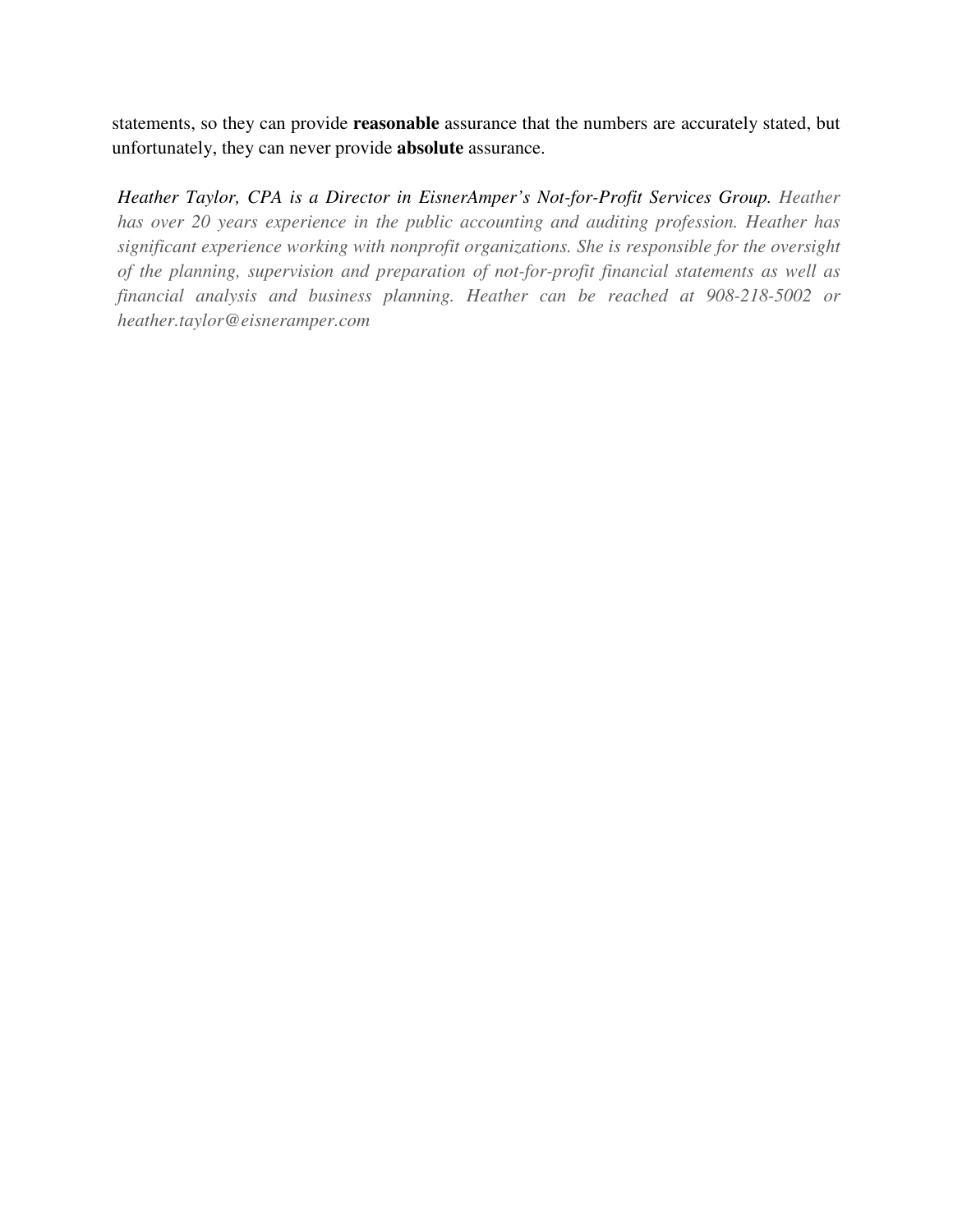statements, so they can provide **reasonable** assurance that the numbers are accurately stated, but unfortunately, they can never provide **absolute** assurance.

*Heather Taylor, CPA is a Director in EisnerAmper's Not-for-Profit Services Group. Heather has over 20 years experience in the public accounting and auditing profession. Heather has significant experience working with nonprofit organizations. She is responsible for the oversight of the planning, supervision and preparation of not-for-profit financial statements as well as financial analysis and business planning. Heather can be reached at 908-218-5002 or heather.taylor@eisneramper.com*